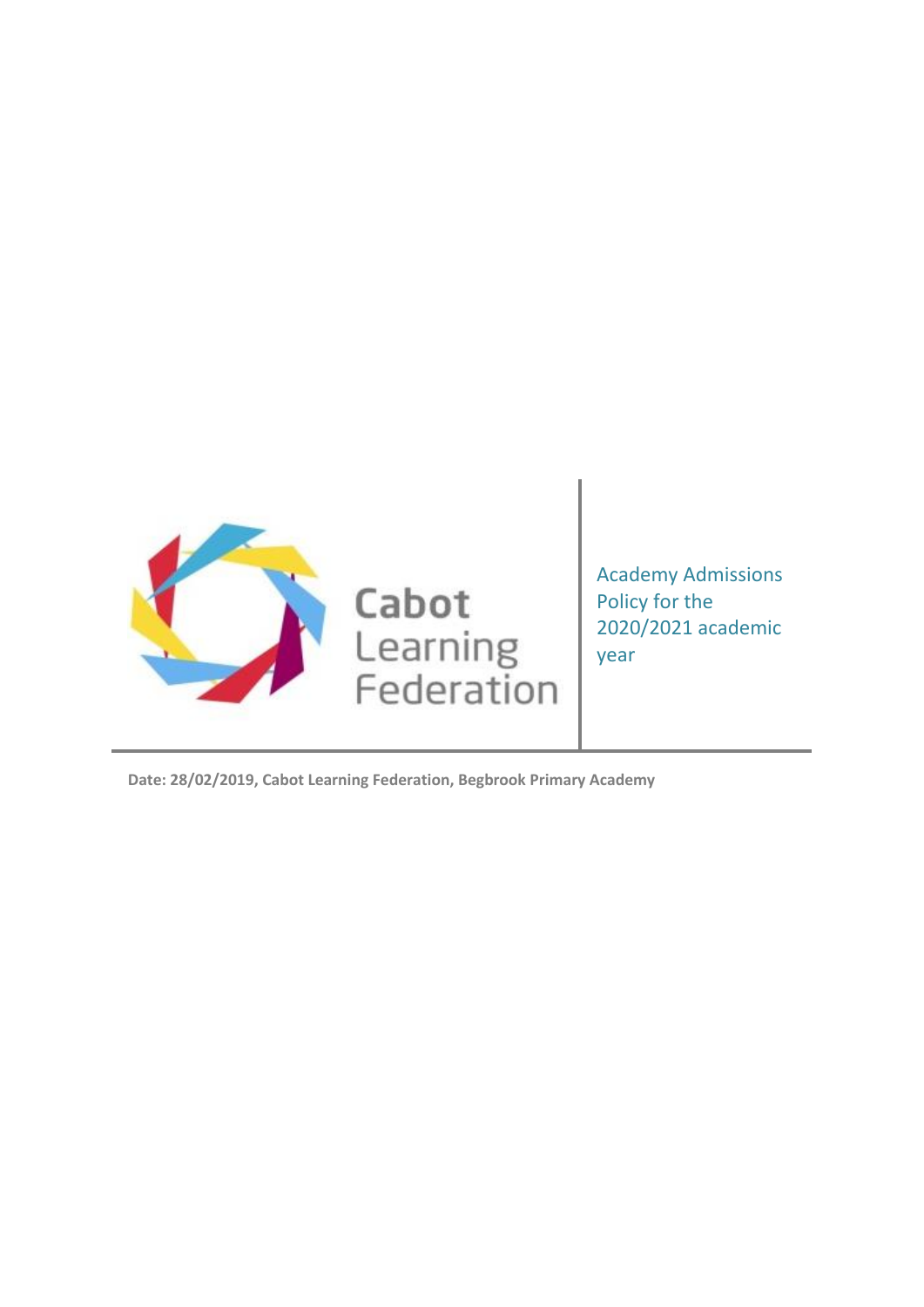Cabot Learning Federation

# Academy Admissions Policy for the 2020/2021 academic year

**Date: 28/02/2019, Cabot Learning Federation, Begbrook Primary Academy**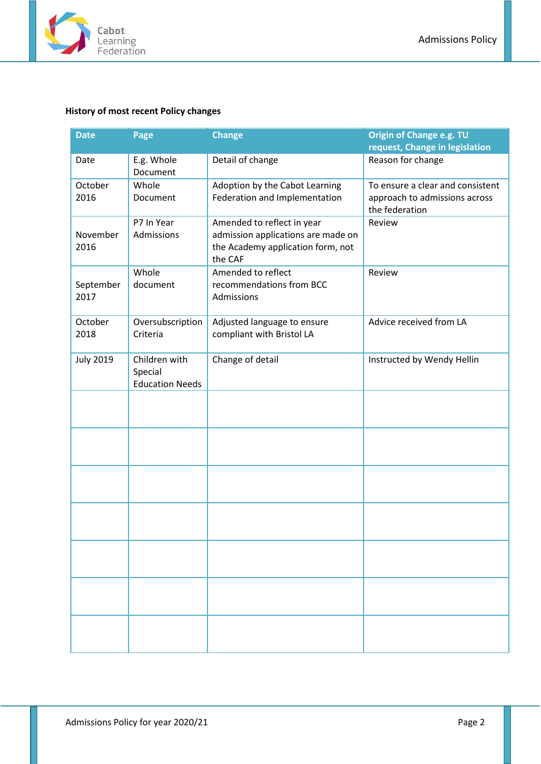**History of most recent Policy changes**

| Date | Page | Change | Origin of Change e.g. TU request, Change in legislation |
|---|---|---|---|
| Date | E.g. Whole Document | Detail of change | Reason for change |
| October 2016 | Whole Document | Adoption by the Cabot Learning Federation and Implementation | To ensure a clear and consistent approach to admissions across the federation |
| November 2016 | P7 In Year Admissions | Amended to reflect in year admission applications are made on the Academy application form, not the CAF | Review |
| September 2017 | Whole document | Amended to reflect recommendations from BCC Admissions | Review |
| October 2018 | Oversubscription Criteria | Adjusted language to ensure compliant with Bristol LA | Advice received from LA |
| July 2019 | Children with Special Education Needs | Change of detail | Instructed by Wendy Hellin |
| | | | |
| | | | |
| | | | |
| | | | |
| | | | |
| | | | |
| | | | |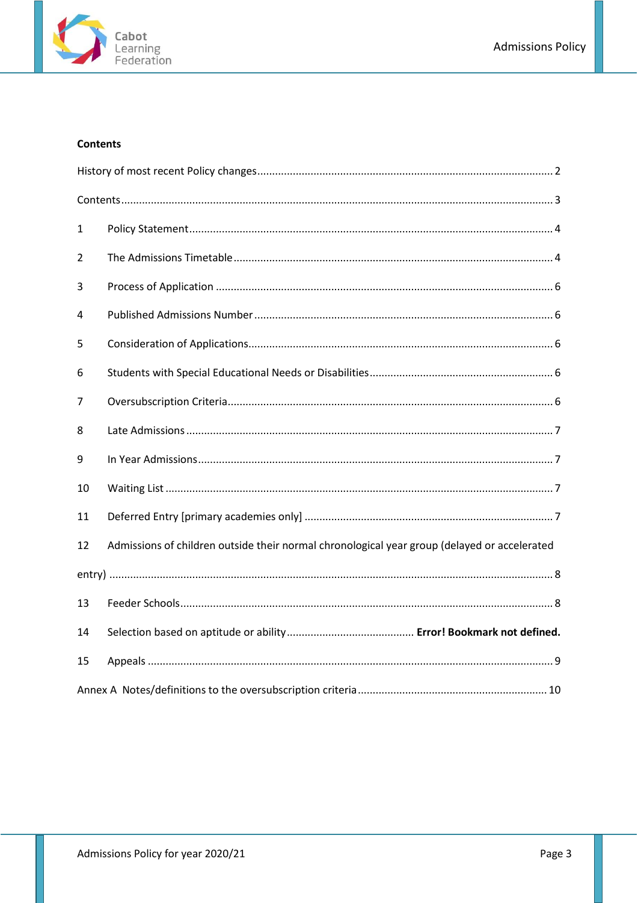**Contents**

History of most recent Policy changes .................................................................................................. 2

Contents ................................................................................................................................................ 3

1 Policy Statement ......................................................................................................................... 4

2 The Admissions Timetable ........................................................................................................... 4

3 Process of Application ................................................................................................................ 6

4 Published Admissions Number .................................................................................................... 6

5 Consideration of Applications ..................................................................................................... 6

6 Students with Special Educational Needs or Disabilities ............................................................ 6

7 Oversubscription Criteria ............................................................................................................ 6

8 Late Admissions .......................................................................................................................... 7

9 In Year Admissions ...................................................................................................................... 7

10 Waiting List ................................................................................................................................. 7

11 Deferred Entry [primary academies only] .................................................................................. 7

12 Admissions of children outside their normal chronological year group (delayed or accelerated entry) ................................................................................................................................... 8

13 Feeder Schools ............................................................................................................................ 8

14 Selection based on aptitude or ability .......................................... **Error! Bookmark not defined.**

15 Appeals ....................................................................................................................................... 9

Annex A Notes/definitions to the oversubscription criteria ............................................................... 10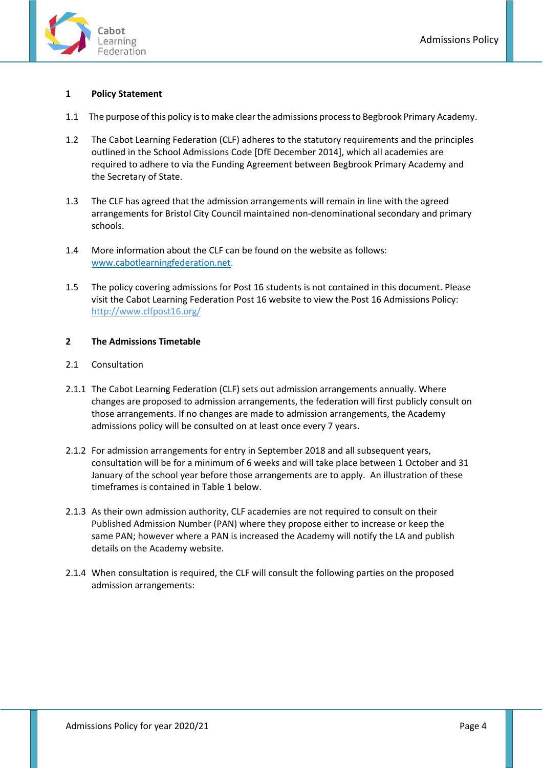## 1 Policy Statement

1.1 The purpose of this policy is to make clear the admissions process to Begbrook Primary Academy.

1.2 The Cabot Learning Federation (CLF) adheres to the statutory requirements and the principles outlined in the School Admissions Code [DfE December 2014], which all academies are required to adhere to via the Funding Agreement between Begbrook Primary Academy and the Secretary of State.

1.3 The CLF has agreed that the admission arrangements will remain in line with the agreed arrangements for Bristol City Council maintained non-denominational secondary and primary schools.

1.4 More information about the CLF can be found on the website as follows: [www.cabotlearningfederation.net](http://www.cabotlearningfederation.net).

1.5 The policy covering admissions for Post 16 students is not contained in this document. Please visit the Cabot Learning Federation Post 16 website to view the Post 16 Admissions Policy: [http://www.clfpost16.org/](http://www.clfpost16.org/)

## 2 The Admissions Timetable

2.1 Consultation

2.1.1 The Cabot Learning Federation (CLF) sets out admission arrangements annually. Where changes are proposed to admission arrangements, the federation will first publicly consult on those arrangements. If no changes are made to admission arrangements, the Academy admissions policy will be consulted on at least once every 7 years.

2.1.2 For admission arrangements for entry in September 2018 and all subsequent years, consultation will be for a minimum of 6 weeks and will take place between 1 October and 31 January of the school year before those arrangements are to apply. An illustration of these timeframes is contained in Table 1 below.

2.1.3 As their own admission authority, CLF academies are not required to consult on their Published Admission Number (PAN) where they propose either to increase or keep the same PAN; however where a PAN is increased the Academy will notify the LA and publish details on the Academy website.

2.1.4 When consultation is required, the CLF will consult the following parties on the proposed admission arrangements: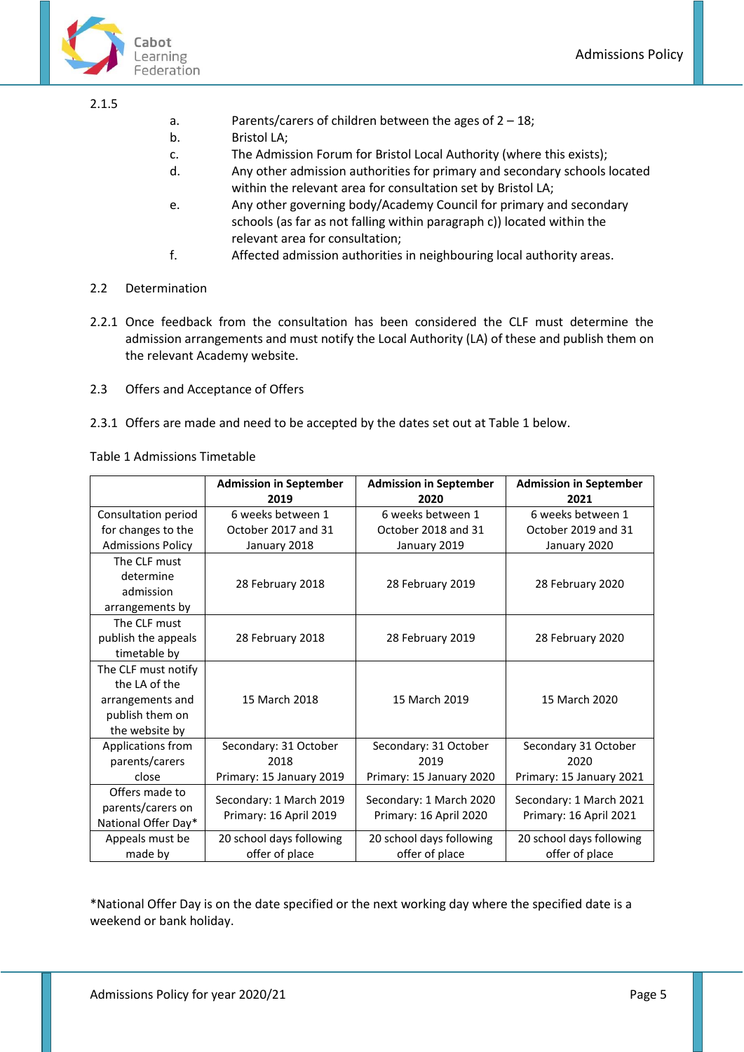2.1.5

a. Parents/carers of children between the ages of 2 – 18;

b. Bristol LA;

c. The Admission Forum for Bristol Local Authority (where this exists);

d. Any other admission authorities for primary and secondary schools located within the relevant area for consultation set by Bristol LA;

e. Any other governing body/Academy Council for primary and secondary schools (as far as not falling within paragraph c)) located within the relevant area for consultation;

f. Affected admission authorities in neighbouring local authority areas.

2.2 Determination

2.2.1 Once feedback from the consultation has been considered the CLF must determine the admission arrangements and must notify the Local Authority (LA) of these and publish them on the relevant Academy website.

2.3 Offers and Acceptance of Offers

2.3.1 Offers are made and need to be accepted by the dates set out at Table 1 below.

Table 1 Admissions Timetable

| | **Admission in September 2019** | **Admission in September 2020** | **Admission in September 2021** |
|---|---|---|---|
| Consultation period for changes to the Admissions Policy | 6 weeks between 1 October 2017 and 31 January 2018 | 6 weeks between 1 October 2018 and 31 January 2019 | 6 weeks between 1 October 2019 and 31 January 2020 |
| The CLF must determine admission arrangements by | 28 February 2018 | 28 February 2019 | 28 February 2020 |
| The CLF must publish the appeals timetable by | 28 February 2018 | 28 February 2019 | 28 February 2020 |
| The CLF must notify the LA of the arrangements and publish them on the website by | 15 March 2018 | 15 March 2019 | 15 March 2020 |
| Applications from parents/carers close | Secondary: 31 October 2018<br>Primary: 15 January 2019 | Secondary: 31 October 2019<br>Primary: 15 January 2020 | Secondary 31 October 2020<br>Primary: 15 January 2021 |
| Offers made to parents/carers on National Offer Day* | Secondary: 1 March 2019<br>Primary: 16 April 2019 | Secondary: 1 March 2020<br>Primary: 16 April 2020 | Secondary: 1 March 2021<br>Primary: 16 April 2021 |
| Appeals must be made by | 20 school days following offer of place | 20 school days following offer of place | 20 school days following offer of place |

*National Offer Day is on the date specified or the next working day where the specified date is a weekend or bank holiday.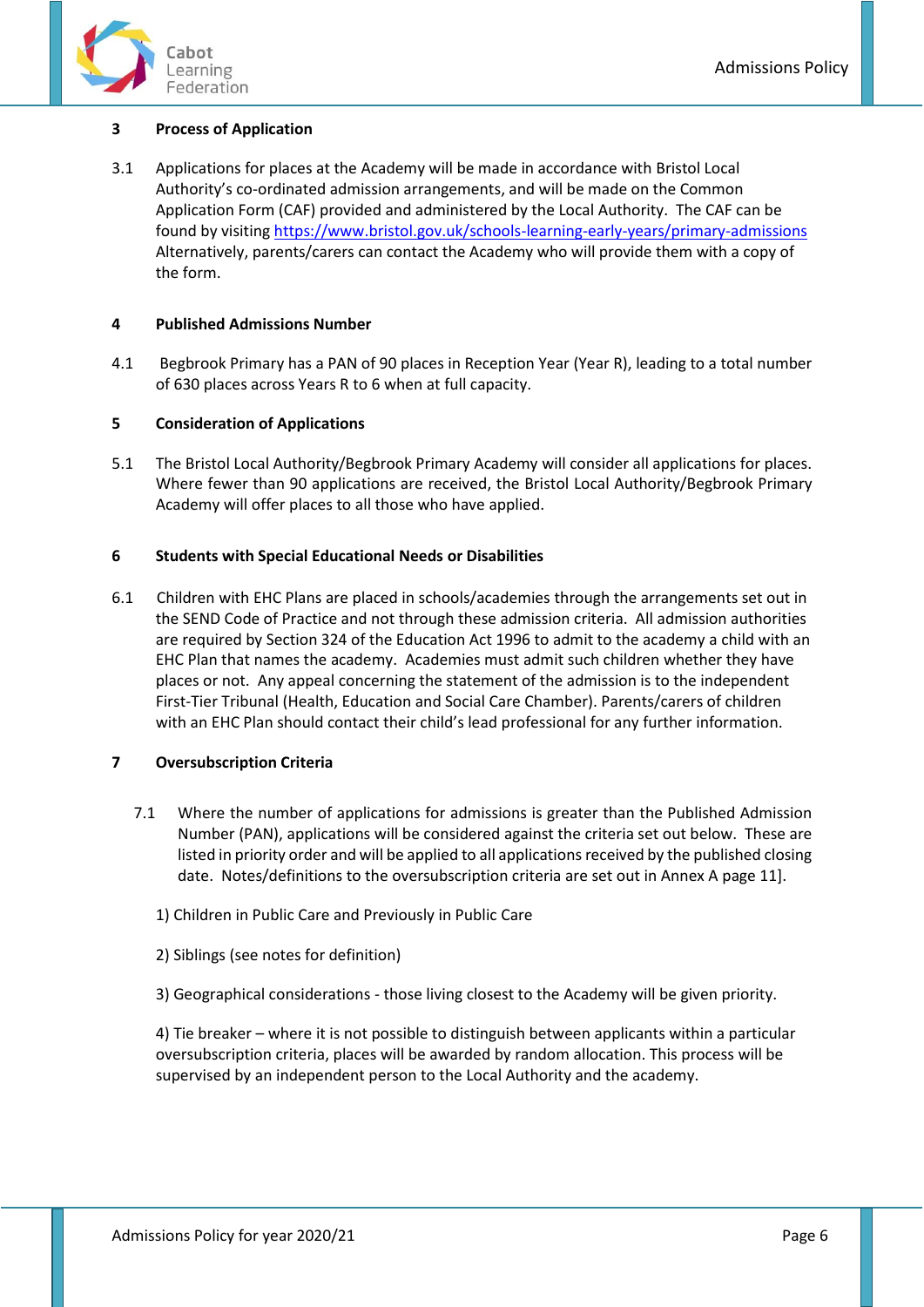## 3 Process of Application

3.1 Applications for places at the Academy will be made in accordance with Bristol Local Authority's co-ordinated admission arrangements, and will be made on the Common Application Form (CAF) provided and administered by the Local Authority. The CAF can be found by visiting [https://www.bristol.gov.uk/schools-learning-early-years/primary-admissions](https://www.bristol.gov.uk/schools-learning-early-years/primary-admissions) Alternatively, parents/carers can contact the Academy who will provide them with a copy of the form.

## 4 Published Admissions Number

4.1 Begbrook Primary has a PAN of 90 places in Reception Year (Year R), leading to a total number of 630 places across Years R to 6 when at full capacity.

## 5 Consideration of Applications

5.1 The Bristol Local Authority/Begbrook Primary Academy will consider all applications for places. Where fewer than 90 applications are received, the Bristol Local Authority/Begbrook Primary Academy will offer places to all those who have applied.

## 6 Students with Special Educational Needs or Disabilities

6.1 Children with EHC Plans are placed in schools/academies through the arrangements set out in the SEND Code of Practice and not through these admission criteria. All admission authorities are required by Section 324 of the Education Act 1996 to admit to the academy a child with an EHC Plan that names the academy. Academies must admit such children whether they have places or not. Any appeal concerning the statement of the admission is to the independent First-Tier Tribunal (Health, Education and Social Care Chamber). Parents/carers of children with an EHC Plan should contact their child's lead professional for any further information.

## 7 Oversubscription Criteria

7.1 Where the number of applications for admissions is greater than the Published Admission Number (PAN), applications will be considered against the criteria set out below. These are listed in priority order and will be applied to all applications received by the published closing date. Notes/definitions to the oversubscription criteria are set out in Annex A page 11].

1) Children in Public Care and Previously in Public Care

2) Siblings (see notes for definition)

3) Geographical considerations - those living closest to the Academy will be given priority.

4) Tie breaker – where it is not possible to distinguish between applicants within a particular oversubscription criteria, places will be awarded by random allocation. This process will be supervised by an independent person to the Local Authority and the academy.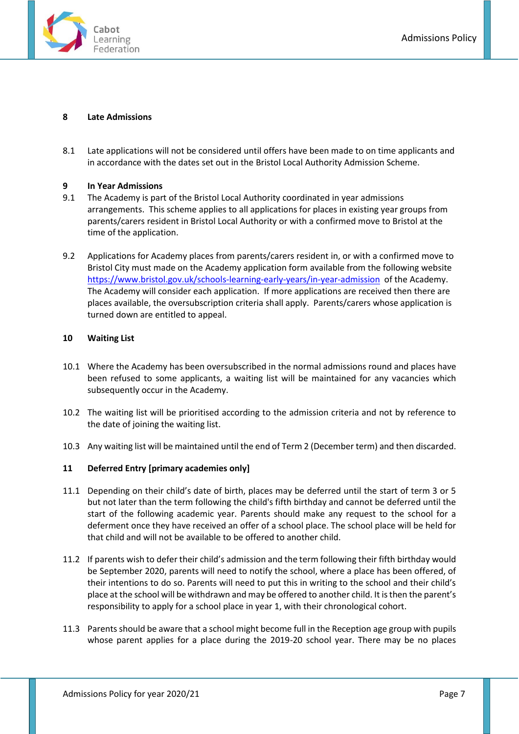## 8 Late Admissions

8.1 Late applications will not be considered until offers have been made to on time applicants and in accordance with the dates set out in the Bristol Local Authority Admission Scheme.

## 9 In Year Admissions

9.1 The Academy is part of the Bristol Local Authority coordinated in year admissions arrangements. This scheme applies to all applications for places in existing year groups from parents/carers resident in Bristol Local Authority or with a confirmed move to Bristol at the time of the application.

9.2 Applications for Academy places from parents/carers resident in, or with a confirmed move to Bristol City must made on the Academy application form available from the following website https://www.bristol.gov.uk/schools-learning-early-years/in-year-admission of the Academy. The Academy will consider each application. If more applications are received then there are places available, the oversubscription criteria shall apply. Parents/carers whose application is turned down are entitled to appeal.

## 10 Waiting List

10.1 Where the Academy has been oversubscribed in the normal admissions round and places have been refused to some applicants, a waiting list will be maintained for any vacancies which subsequently occur in the Academy.

10.2 The waiting list will be prioritised according to the admission criteria and not by reference to the date of joining the waiting list.

10.3 Any waiting list will be maintained until the end of Term 2 (December term) and then discarded.

## 11 Deferred Entry [primary academies only]

11.1 Depending on their child's date of birth, places may be deferred until the start of term 3 or 5 but not later than the term following the child's fifth birthday and cannot be deferred until the start of the following academic year. Parents should make any request to the school for a deferment once they have received an offer of a school place. The school place will be held for that child and will not be available to be offered to another child.

11.2 If parents wish to defer their child's admission and the term following their fifth birthday would be September 2020, parents will need to notify the school, where a place has been offered, of their intentions to do so. Parents will need to put this in writing to the school and their child's place at the school will be withdrawn and may be offered to another child. It is then the parent's responsibility to apply for a school place in year 1, with their chronological cohort.

11.3 Parents should be aware that a school might become full in the Reception age group with pupils whose parent applies for a place during the 2019-20 school year. There may be no places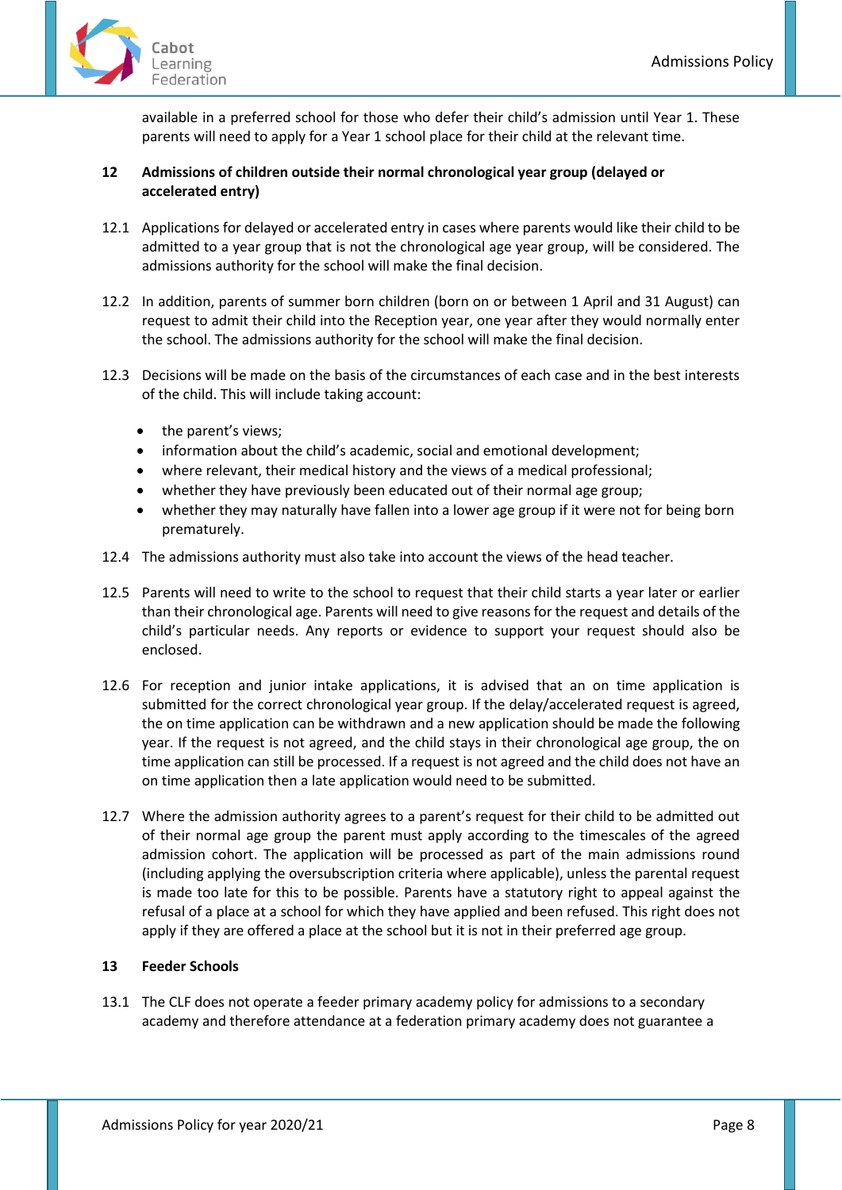available in a preferred school for those who defer their child's admission until Year 1. These parents will need to apply for a Year 1 school place for their child at the relevant time.

## 12 Admissions of children outside their normal chronological year group (delayed or accelerated entry)

12.1 Applications for delayed or accelerated entry in cases where parents would like their child to be admitted to a year group that is not the chronological age year group, will be considered. The admissions authority for the school will make the final decision.

12.2 In addition, parents of summer born children (born on or between 1 April and 31 August) can request to admit their child into the Reception year, one year after they would normally enter the school. The admissions authority for the school will make the final decision.

12.3 Decisions will be made on the basis of the circumstances of each case and in the best interests of the child. This will include taking account:

- the parent's views;
- information about the child's academic, social and emotional development;
- where relevant, their medical history and the views of a medical professional;
- whether they have previously been educated out of their normal age group;
- whether they may naturally have fallen into a lower age group if it were not for being born prematurely.

12.4 The admissions authority must also take into account the views of the head teacher.

12.5 Parents will need to write to the school to request that their child starts a year later or earlier than their chronological age. Parents will need to give reasons for the request and details of the child's particular needs. Any reports or evidence to support your request should also be enclosed.

12.6 For reception and junior intake applications, it is advised that an on time application is submitted for the correct chronological year group. If the delay/accelerated request is agreed, the on time application can be withdrawn and a new application should be made the following year. If the request is not agreed, and the child stays in their chronological age group, the on time application can still be processed. If a request is not agreed and the child does not have an on time application then a late application would need to be submitted.

12.7 Where the admission authority agrees to a parent's request for their child to be admitted out of their normal age group the parent must apply according to the timescales of the agreed admission cohort. The application will be processed as part of the main admissions round (including applying the oversubscription criteria where applicable), unless the parental request is made too late for this to be possible. Parents have a statutory right to appeal against the refusal of a place at a school for which they have applied and been refused. This right does not apply if they are offered a place at the school but it is not in their preferred age group.

## 13 Feeder Schools

13.1 The CLF does not operate a feeder primary academy policy for admissions to a secondary academy and therefore attendance at a federation primary academy does not guarantee a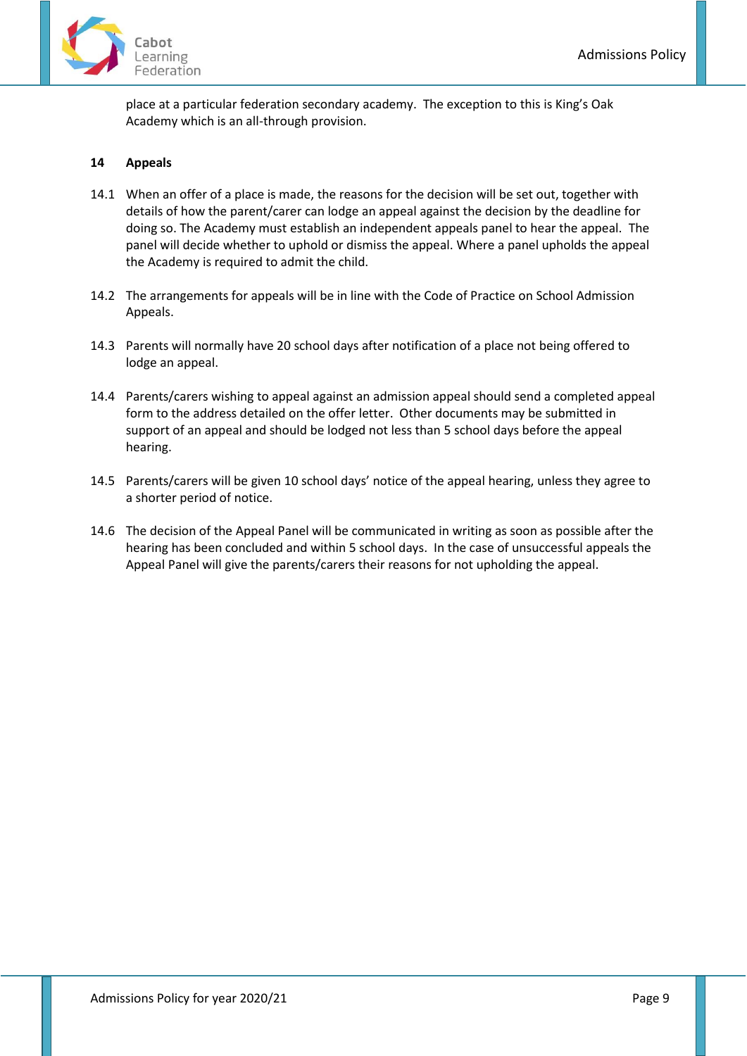place at a particular federation secondary academy. The exception to this is King's Oak Academy which is an all-through provision.

## 14 Appeals

14.1 When an offer of a place is made, the reasons for the decision will be set out, together with details of how the parent/carer can lodge an appeal against the decision by the deadline for doing so. The Academy must establish an independent appeals panel to hear the appeal. The panel will decide whether to uphold or dismiss the appeal. Where a panel upholds the appeal the Academy is required to admit the child.

14.2 The arrangements for appeals will be in line with the Code of Practice on School Admission Appeals.

14.3 Parents will normally have 20 school days after notification of a place not being offered to lodge an appeal.

14.4 Parents/carers wishing to appeal against an admission appeal should send a completed appeal form to the address detailed on the offer letter. Other documents may be submitted in support of an appeal and should be lodged not less than 5 school days before the appeal hearing.

14.5 Parents/carers will be given 10 school days' notice of the appeal hearing, unless they agree to a shorter period of notice.

14.6 The decision of the Appeal Panel will be communicated in writing as soon as possible after the hearing has been concluded and within 5 school days. In the case of unsuccessful appeals the Appeal Panel will give the parents/carers their reasons for not upholding the appeal.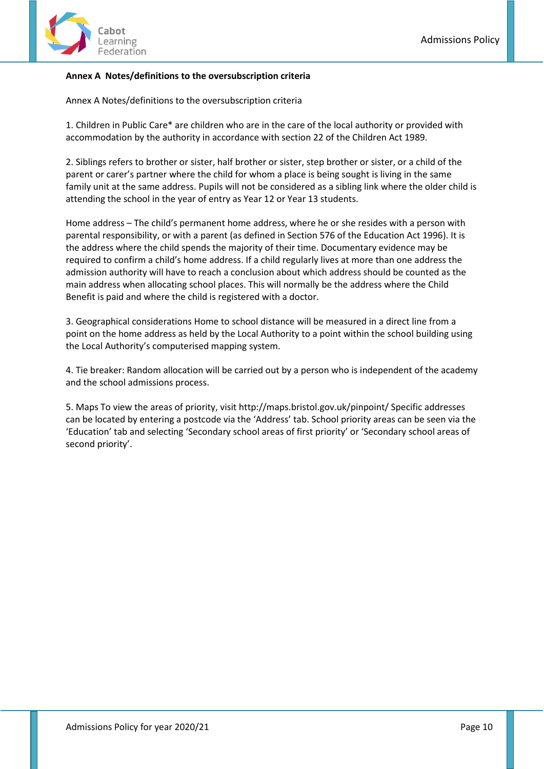**Annex A Notes/definitions to the oversubscription criteria**

Annex A Notes/definitions to the oversubscription criteria

1. Children in Public Care* are children who are in the care of the local authority or provided with accommodation by the authority in accordance with section 22 of the Children Act 1989.

2. Siblings refers to brother or sister, half brother or sister, step brother or sister, or a child of the parent or carer's partner where the child for whom a place is being sought is living in the same family unit at the same address. Pupils will not be considered as a sibling link where the older child is attending the school in the year of entry as Year 12 or Year 13 students.

Home address – The child's permanent home address, where he or she resides with a person with parental responsibility, or with a parent (as defined in Section 576 of the Education Act 1996). It is the address where the child spends the majority of their time. Documentary evidence may be required to confirm a child's home address. If a child regularly lives at more than one address the admission authority will have to reach a conclusion about which address should be counted as the main address when allocating school places. This will normally be the address where the Child Benefit is paid and where the child is registered with a doctor.

3. Geographical considerations Home to school distance will be measured in a direct line from a point on the home address as held by the Local Authority to a point within the school building using the Local Authority's computerised mapping system.

4. Tie breaker: Random allocation will be carried out by a person who is independent of the academy and the school admissions process.

5. Maps To view the areas of priority, visit http://maps.bristol.gov.uk/pinpoint/ Specific addresses can be located by entering a postcode via the 'Address' tab. School priority areas can be seen via the 'Education' tab and selecting 'Secondary school areas of first priority' or 'Secondary school areas of second priority'.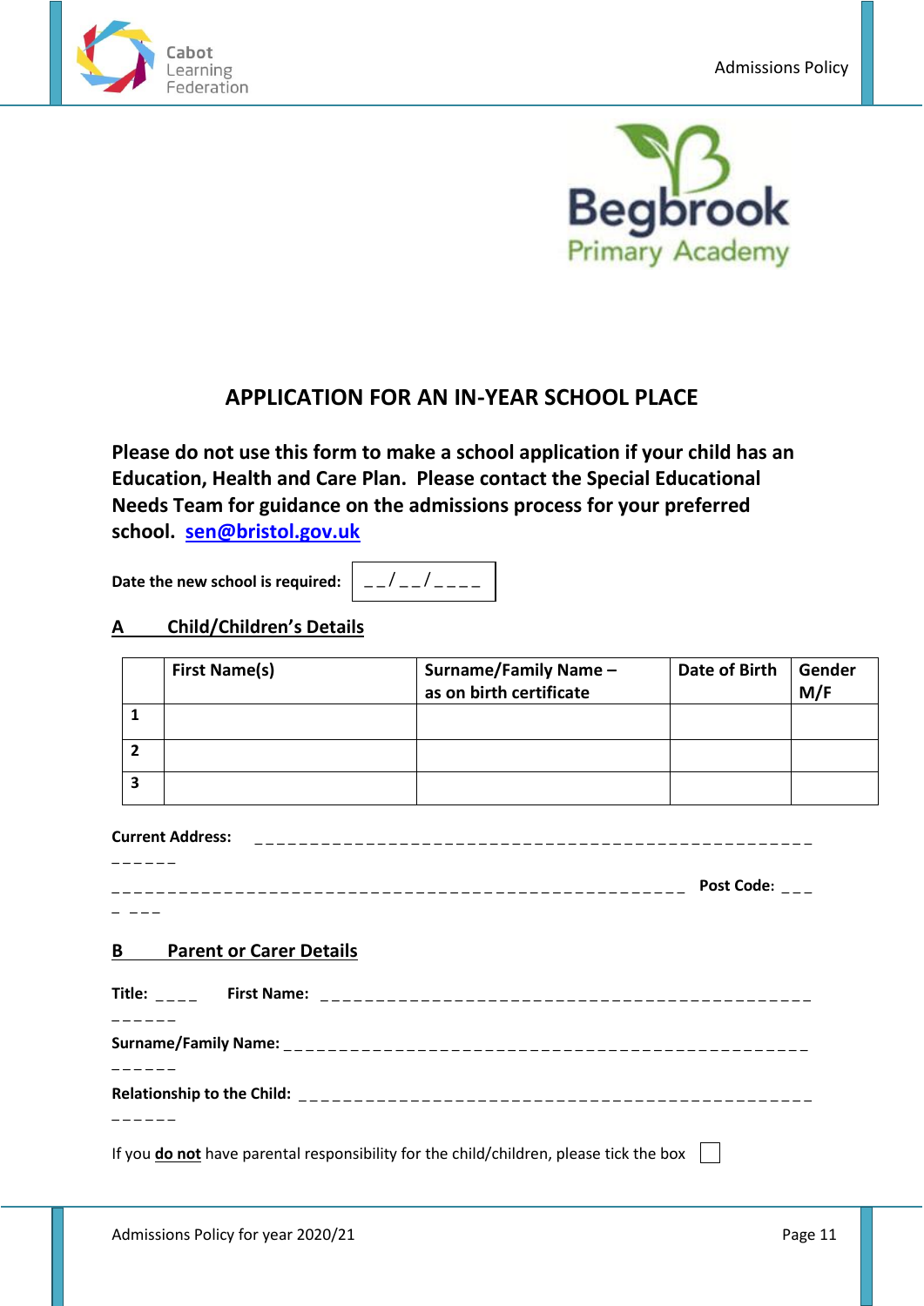## APPLICATION FOR AN IN-YEAR SCHOOL PLACE

**Please do not use this form to make a school application if your child has an Education, Health and Care Plan. Please contact the Special Educational Needs Team for guidance on the admissions process for your preferred school. [sen@bristol.gov.uk](mailto:sen@bristol.gov.uk)**

**Date the new school is required:** __/__/____

### A Child/Children's Details

| | First Name(s) | Surname/Family Name – as on birth certificate | Date of Birth | Gender M/F |
|---|---|---|---|---|
| 1 | | | | |
| 2 | | | | |
| 3 | | | | |

**Current Address:** ______________________________________________________

_______________________________________________________ **Post Code:** _______

### B Parent or Carer Details

**Title:** ____ **First Name:** ______________________________________________

**Surname/Family Name:** ______________________________________________

**Relationship to the Child:** ______________________________________________

If you **do not** have parental responsibility for the child/children, please tick the box ☐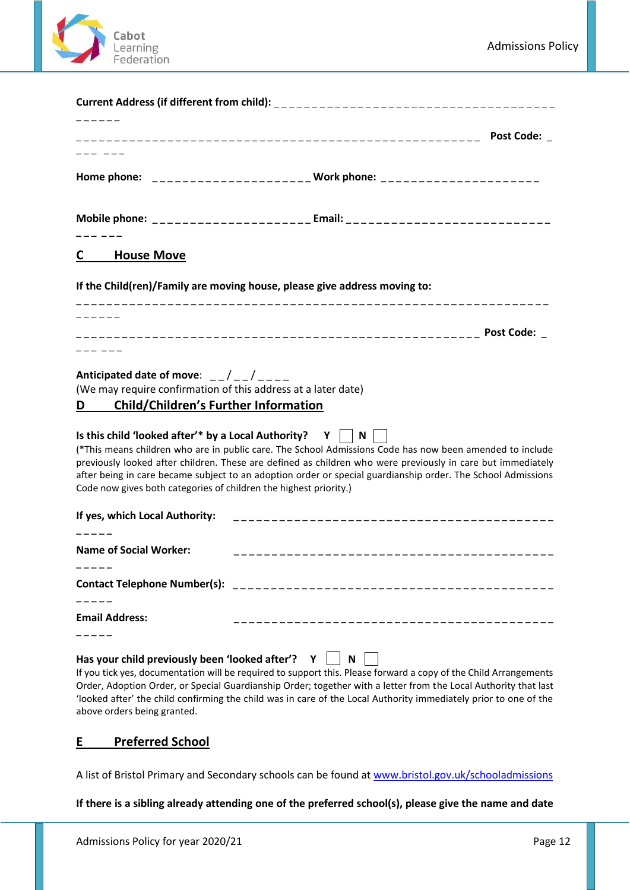**Current Address (if different from child):** _ _ _ _ _ _ _ _ _ _ _ _ _ _ _ _ _ _ _ _ _ _ _ _ _ _ _ _ _ _ _ _ _ _ _ _ _ _ _ _ _ _ _ _ _ _

_ _ _ _ _ _ _ _ _ _ _ _ _ _ _ _ _ _ _ _ _ _ _ _ _ _ _ _ _ _ _ _ _ _ _ _ _ _ _ _ _ _ _ _ _ _ _ _ _ _ _ _ _ _ _ **Post Code:** _ _ _ _ _ _ _

**Home phone:** _ _ _ _ _ _ _ _ _ _ _ _ _ _ _ _ _ _ _ _ _ _ **Work phone:** _ _ _ _ _ _ _ _ _ _ _ _ _ _ _ _ _ _ _ _ _ _

**Mobile phone:** _ _ _ _ _ _ _ _ _ _ _ _ _ _ _ _ _ _ _ _ _ _ **Email:** _ _ _ _ _ _ _ _ _ _ _ _ _ _ _ _ _ _ _ _ _ _ _ _ _ _ _ _ _ _ _ _ _ _

## C House Move

**If the Child(ren)/Family are moving house, please give address moving to:**

_ _ _ _ _ _ _ _ _ _ _ _ _ _ _ _ _ _ _ _ _ _ _ _ _ _ _ _ _ _ _ _ _ _ _ _ _ _ _ _ _ _ _ _ _ _ _ _ _ _ _ _ _ _ _ _ _ _ _ _ _ _ _ _ _ _ _ _ _ _ _

_ _ _ _ _ _ _ _ _ _ _ _ _ _ _ _ _ _ _ _ _ _ _ _ _ _ _ _ _ _ _ _ _ _ _ _ _ _ _ _ _ _ _ _ _ _ _ _ _ _ _ _ _ _ _ **Post Code:** _ _ _ _ _ _ _

**Anticipated date of move**: _ _ / _ _ / _ _ _ _
(We may require confirmation of this address at a later date)

## D Child/Children's Further Information

**Is this child 'looked after'* by a Local Authority?** **Y** ☐ **N** ☐
(*This means children who are in public care. The School Admissions Code has now been amended to include previously looked after children. These are defined as children who were previously in care but immediately after being in care became subject to an adoption order or special guardianship order. The School Admissions Code now gives both categories of children the highest priority.)

**If yes, which Local Authority:** _ _ _ _ _ _ _ _ _ _ _ _ _ _ _ _ _ _ _ _ _ _ _ _ _ _ _ _ _ _ _ _ _ _ _ _ _ _ _ _ _ _ _ _ _ _ _

**Name of Social Worker:** _ _ _ _ _ _ _ _ _ _ _ _ _ _ _ _ _ _ _ _ _ _ _ _ _ _ _ _ _ _ _ _ _ _ _ _ _ _ _ _ _ _ _ _ _ _ _

**Contact Telephone Number(s):** _ _ _ _ _ _ _ _ _ _ _ _ _ _ _ _ _ _ _ _ _ _ _ _ _ _ _ _ _ _ _ _ _ _ _ _ _ _ _ _ _ _ _ _ _ _ _

**Email Address:** _ _ _ _ _ _ _ _ _ _ _ _ _ _ _ _ _ _ _ _ _ _ _ _ _ _ _ _ _ _ _ _ _ _ _ _ _ _ _ _ _ _ _ _ _ _ _

**Has your child previously been 'looked after'?** **Y** ☐ **N** ☐
If you tick yes, documentation will be required to support this. Please forward a copy of the Child Arrangements Order, Adoption Order, or Special Guardianship Order; together with a letter from the Local Authority that last 'looked after' the child confirming the child was in care of the Local Authority immediately prior to one of the above orders being granted.

## E Preferred School

A list of Bristol Primary and Secondary schools can be found at www.bristol.gov.uk/schooladmissions

**If there is a sibling already attending one of the preferred school(s), please give the name and date**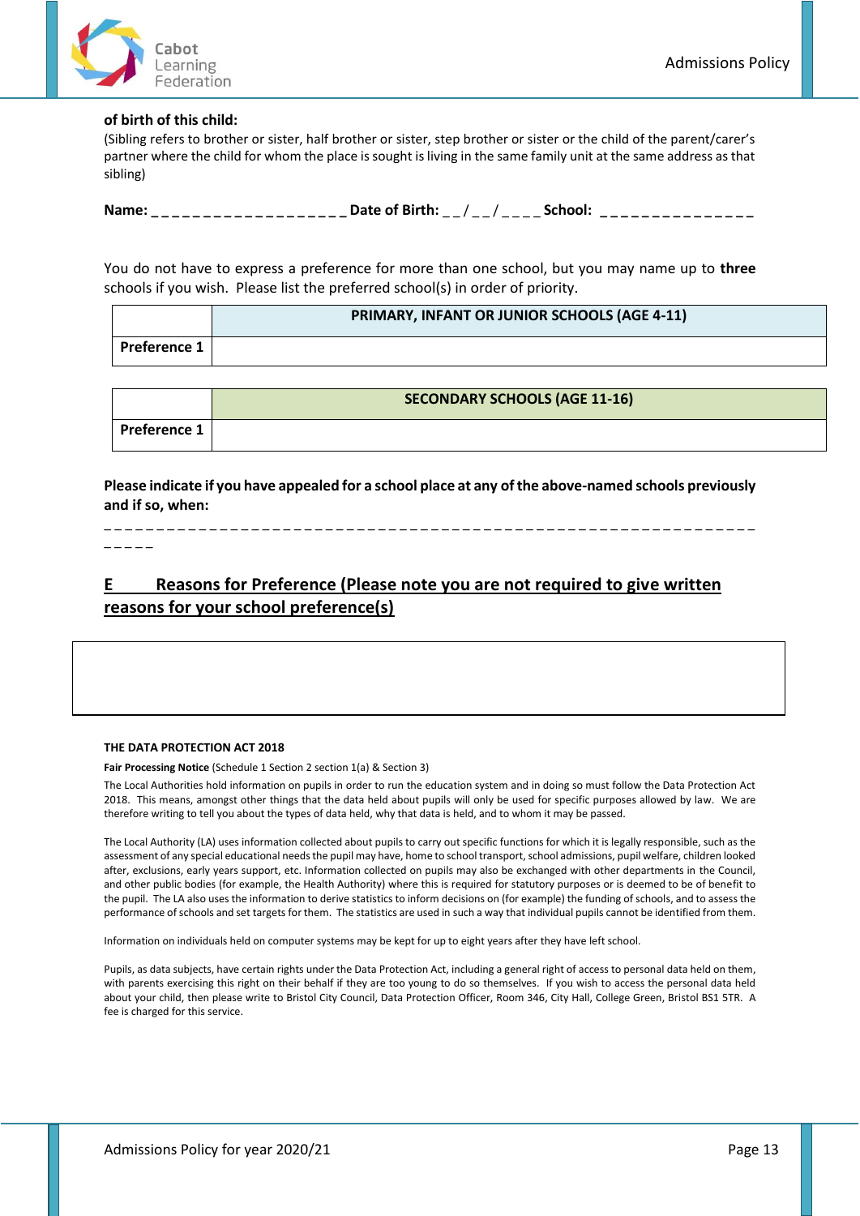**of birth of this child:**

(Sibling refers to brother or sister, half brother or sister, step brother or sister or the child of the parent/carer's partner where the child for whom the place is sought is living in the same family unit at the same address as that sibling)

**Name:** _ _ _ _ _ _ _ _ _ _ _ _ _ _ _ _ _ _ _ **Date of Birth:** _ _ / _ _ / _ _ _ _ **School:** _ _ _ _ _ _ _ _ _ _ _ _ _ _ _

You do not have to express a preference for more than one school, but you may name up to **three** schools if you wish. Please list the preferred school(s) in order of priority.

| | **PRIMARY, INFANT OR JUNIOR SCHOOLS (AGE 4-11)** |
|---|---|
| **Preference 1** | |

| | **SECONDARY SCHOOLS (AGE 11-16)** |
|---|---|
| **Preference 1** | |

**Please indicate if you have appealed for a school place at any of the above-named schools previously and if so, when:**

_ _ _ _ _ _ _ _ _ _ _ _ _ _ _ _ _ _ _ _ _ _ _ _ _ _ _ _ _ _ _ _ _ _ _ _ _ _ _ _ _ _ _ _ _ _ _ _ _ _ _ _ _ _ _ _ _ _ _ _ _ _ _ _ _ _ _ _ _ _

## E Reasons for Preference (Please note you are not required to give written reasons for your school preference(s)

| |
|---|
| |

**THE DATA PROTECTION ACT 2018**

**Fair Processing Notice** (Schedule 1 Section 2 section 1(a) & Section 3)

The Local Authorities hold information on pupils in order to run the education system and in doing so must follow the Data Protection Act 2018. This means, amongst other things that the data held about pupils will only be used for specific purposes allowed by law. We are therefore writing to tell you about the types of data held, why that data is held, and to whom it may be passed.

The Local Authority (LA) uses information collected about pupils to carry out specific functions for which it is legally responsible, such as the assessment of any special educational needs the pupil may have, home to school transport, school admissions, pupil welfare, children looked after, exclusions, early years support, etc. Information collected on pupils may also be exchanged with other departments in the Council, and other public bodies (for example, the Health Authority) where this is required for statutory purposes or is deemed to be of benefit to the pupil. The LA also uses the information to derive statistics to inform decisions on (for example) the funding of schools, and to assess the performance of schools and set targets for them. The statistics are used in such a way that individual pupils cannot be identified from them.

Information on individuals held on computer systems may be kept for up to eight years after they have left school.

Pupils, as data subjects, have certain rights under the Data Protection Act, including a general right of access to personal data held on them, with parents exercising this right on their behalf if they are too young to do so themselves. If you wish to access the personal data held about your child, then please write to Bristol City Council, Data Protection Officer, Room 346, City Hall, College Green, Bristol BS1 5TR. A fee is charged for this service.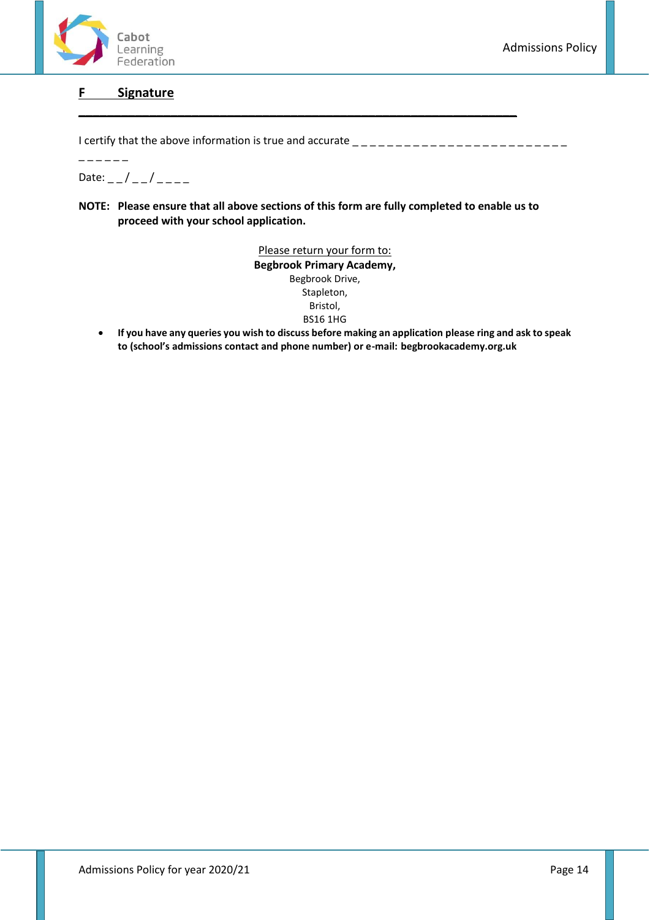## F Signature

I certify that the above information is true and accurate _ _ _ _ _ _ _ _ _ _ _ _ _ _ _ _ _ _ _ _ _ _ _ _ _ _ _ _ _ _ _

Date: _ _ / _ _ / _ _ _ _

**NOTE: Please ensure that all above sections of this form are fully completed to enable us to proceed with your school application.**

Please return your form to:

**Begbrook Primary Academy,**
Begbrook Drive,
Stapleton,
Bristol,
BS16 1HG

- **If you have any queries you wish to discuss before making an application please ring and ask to speak to (school's admissions contact and phone number) or e-mail: begbrookacademy.org.uk**